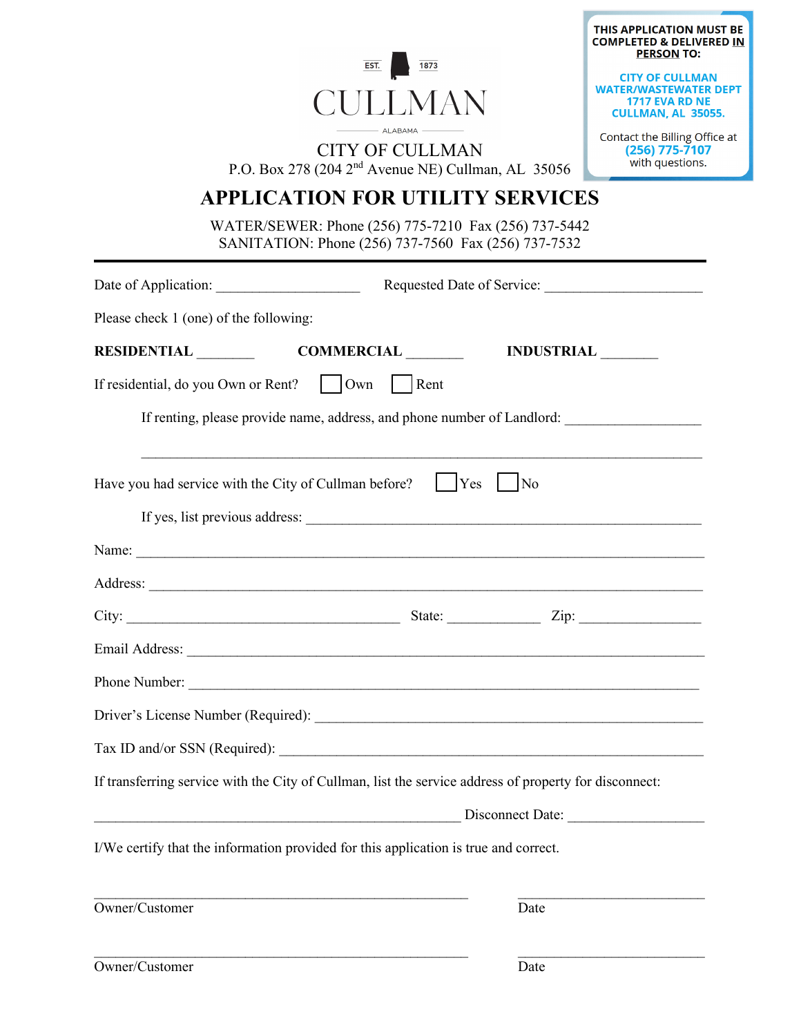EST. 1873

CULLMAN

ALABAMA

CITY OF CULLMAN

P.O. Box 278 (204 2nd Avenue NE) Cullman, AL 35056

**THIS APPLICATION MUST BE COMPLETED & DELIVERED IN PERSON TO:**

**CITY OF CULLMAN WATER/WASTEWATER DEPT 1717 EVA RD NE CULLMAN, AL 35055.**

Contact the Billing Office at **(256) 775-7107** with questions.

# APPLICATION FOR UTILITY SERVICES

WATER/SEWER: Phone (256) 775-7210 Fax (256) 737-5442
SANITATION: Phone (256) 737-7560 Fax (256) 737-7532

---

Date of Application: ____________________ Requested Date of Service: ______________________

Please check 1 (one) of the following:

**RESIDENTIAL** ________ **COMMERCIAL** ________ **INDUSTRIAL** ________

If residential, do you Own or Rent? ☐ Own ☐ Rent

If renting, please provide name, address, and phone number of Landlord: __________________

______________________________________________________________________________

Have you had service with the City of Cullman before? ☐ Yes ☐ No

If yes, list previous address: ________________________________________________________

Name: _____________________________________________________________________________

Address: ___________________________________________________________________________

City: ________________________________________ State: _____________ Zip: _________________

Email Address: ______________________________________________________________________

Phone Number: ______________________________________________________________________

Driver's License Number (Required): ____________________________________________________

Tax ID and/or SSN (Required): _________________________________________________________

If transferring service with the City of Cullman, list the service address of property for disconnect:

_____________________________________________________ Disconnect Date: __________________

I/We certify that the information provided for this application is true and correct.

_______________________________________________________ __________________________
Owner/Customer Date

_______________________________________________________ __________________________
Owner/Customer Date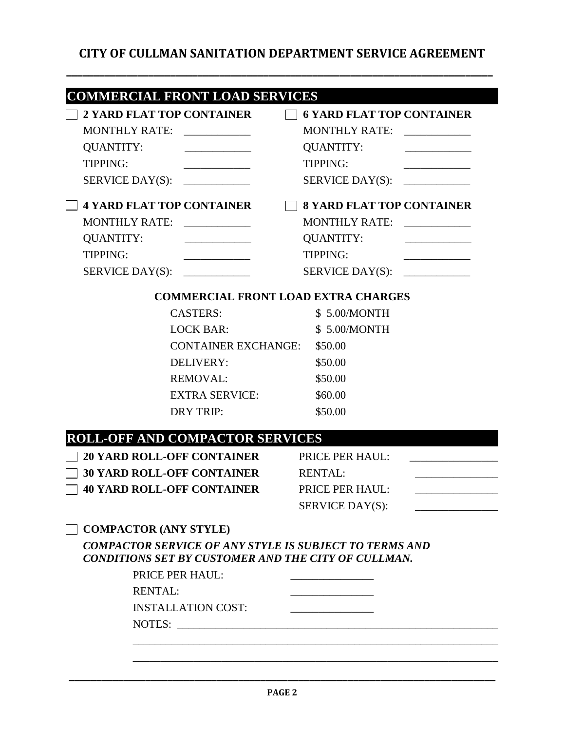# CITY OF CULLMAN SANITATION DEPARTMENT SERVICE AGREEMENT

## COMMERCIAL FRONT LOAD SERVICES

☐ **2 YARD FLAT TOP CONTAINER**

MONTHLY RATE: ____________
QUANTITY: ____________
TIPPING: ____________
SERVICE DAY(S): ____________

☐ **6 YARD FLAT TOP CONTAINER**

MONTHLY RATE: ____________
QUANTITY: ____________
TIPPING: ____________
SERVICE DAY(S): ____________

☐ **4 YARD FLAT TOP CONTAINER**

MONTHLY RATE: ____________
QUANTITY: ____________
TIPPING: ____________
SERVICE DAY(S): ____________

☐ **8 YARD FLAT TOP CONTAINER**

MONTHLY RATE: ____________
QUANTITY: ____________
TIPPING: ____________
SERVICE DAY(S): ____________

### COMMERCIAL FRONT LOAD EXTRA CHARGES

| | |
|---|---|
| CASTERS: | $ 5.00/MONTH |
| LOCK BAR: | $ 5.00/MONTH |
| CONTAINER EXCHANGE: | $50.00 |
| DELIVERY: | $50.00 |
| REMOVAL: | $50.00 |
| EXTRA SERVICE: | $60.00 |
| DRY TRIP: | $50.00 |

## ROLL-OFF AND COMPACTOR SERVICES

☐ **20 YARD ROLL-OFF CONTAINER**
☐ **30 YARD ROLL-OFF CONTAINER**
☐ **40 YARD ROLL-OFF CONTAINER**

PRICE PER HAUL: ________________
RENTAL: _______________
PRICE PER HAUL: _______________
SERVICE DAY(S): _______________

☐ **COMPACTOR (ANY STYLE)**

***COMPACTOR SERVICE OF ANY STYLE IS SUBJECT TO TERMS AND CONDITIONS SET BY CUSTOMER AND THE CITY OF CULLMAN.***

PRICE PER HAUL: _______________
RENTAL: _______________
INSTALLATION COST: _______________
NOTES: ____________________________________________________________
____________________________________________________________
____________________________________________________________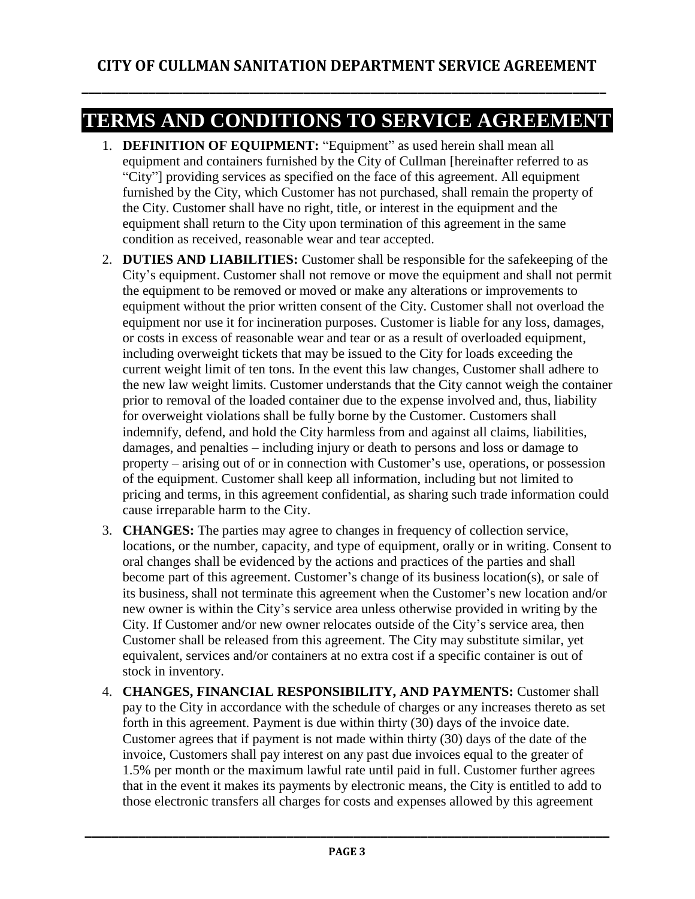# CITY OF CULLMAN SANITATION DEPARTMENT SERVICE AGREEMENT

## TERMS AND CONDITIONS TO SERVICE AGREEMENT

1. **DEFINITION OF EQUIPMENT:** "Equipment" as used herein shall mean all equipment and containers furnished by the City of Cullman [hereinafter referred to as "City"] providing services as specified on the face of this agreement. All equipment furnished by the City, which Customer has not purchased, shall remain the property of the City. Customer shall have no right, title, or interest in the equipment and the equipment shall return to the City upon termination of this agreement in the same condition as received, reasonable wear and tear accepted.
2. **DUTIES AND LIABILITIES:** Customer shall be responsible for the safekeeping of the City's equipment. Customer shall not remove or move the equipment and shall not permit the equipment to be removed or moved or make any alterations or improvements to equipment without the prior written consent of the City. Customer shall not overload the equipment nor use it for incineration purposes. Customer is liable for any loss, damages, or costs in excess of reasonable wear and tear or as a result of overloaded equipment, including overweight tickets that may be issued to the City for loads exceeding the current weight limit of ten tons. In the event this law changes, Customer shall adhere to the new law weight limits. Customer understands that the City cannot weigh the container prior to removal of the loaded container due to the expense involved and, thus, liability for overweight violations shall be fully borne by the Customer. Customers shall indemnify, defend, and hold the City harmless from and against all claims, liabilities, damages, and penalties – including injury or death to persons and loss or damage to property – arising out of or in connection with Customer's use, operations, or possession of the equipment. Customer shall keep all information, including but not limited to pricing and terms, in this agreement confidential, as sharing such trade information could cause irreparable harm to the City.
3. **CHANGES:** The parties may agree to changes in frequency of collection service, locations, or the number, capacity, and type of equipment, orally or in writing. Consent to oral changes shall be evidenced by the actions and practices of the parties and shall become part of this agreement. Customer's change of its business location(s), or sale of its business, shall not terminate this agreement when the Customer's new location and/or new owner is within the City's service area unless otherwise provided in writing by the City. If Customer and/or new owner relocates outside of the City's service area, then Customer shall be released from this agreement. The City may substitute similar, yet equivalent, services and/or containers at no extra cost if a specific container is out of stock in inventory.
4. **CHANGES, FINANCIAL RESPONSIBILITY, AND PAYMENTS:** Customer shall pay to the City in accordance with the schedule of charges or any increases thereto as set forth in this agreement. Payment is due within thirty (30) days of the invoice date. Customer agrees that if payment is not made within thirty (30) days of the date of the invoice, Customers shall pay interest on any past due invoices equal to the greater of 1.5% per month or the maximum lawful rate until paid in full. Customer further agrees that in the event it makes its payments by electronic means, the City is entitled to add to those electronic transfers all charges for costs and expenses allowed by this agreement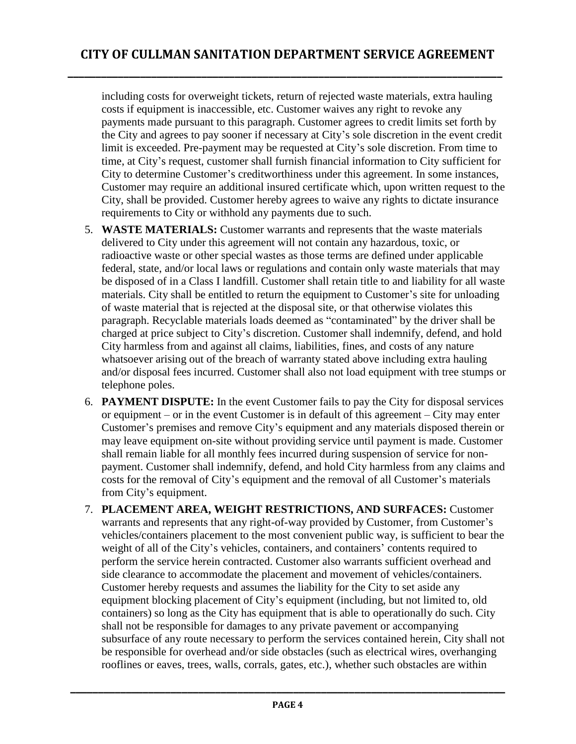including costs for overweight tickets, return of rejected waste materials, extra hauling costs if equipment is inaccessible, etc. Customer waives any right to revoke any payments made pursuant to this paragraph. Customer agrees to credit limits set forth by the City and agrees to pay sooner if necessary at City's sole discretion in the event credit limit is exceeded. Pre-payment may be requested at City's sole discretion. From time to time, at City's request, customer shall furnish financial information to City sufficient for City to determine Customer's creditworthiness under this agreement. In some instances, Customer may require an additional insured certificate which, upon written request to the City, shall be provided. Customer hereby agrees to waive any rights to dictate insurance requirements to City or withhold any payments due to such.

5. **WASTE MATERIALS:** Customer warrants and represents that the waste materials delivered to City under this agreement will not contain any hazardous, toxic, or radioactive waste or other special wastes as those terms are defined under applicable federal, state, and/or local laws or regulations and contain only waste materials that may be disposed of in a Class I landfill. Customer shall retain title to and liability for all waste materials. City shall be entitled to return the equipment to Customer's site for unloading of waste material that is rejected at the disposal site, or that otherwise violates this paragraph. Recyclable materials loads deemed as "contaminated" by the driver shall be charged at price subject to City's discretion. Customer shall indemnify, defend, and hold City harmless from and against all claims, liabilities, fines, and costs of any nature whatsoever arising out of the breach of warranty stated above including extra hauling and/or disposal fees incurred. Customer shall also not load equipment with tree stumps or telephone poles.
6. **PAYMENT DISPUTE:** In the event Customer fails to pay the City for disposal services or equipment – or in the event Customer is in default of this agreement – City may enter Customer's premises and remove City's equipment and any materials disposed therein or may leave equipment on-site without providing service until payment is made. Customer shall remain liable for all monthly fees incurred during suspension of service for non-payment. Customer shall indemnify, defend, and hold City harmless from any claims and costs for the removal of City's equipment and the removal of all Customer's materials from City's equipment.
7. **PLACEMENT AREA, WEIGHT RESTRICTIONS, AND SURFACES:** Customer warrants and represents that any right-of-way provided by Customer, from Customer's vehicles/containers placement to the most convenient public way, is sufficient to bear the weight of all of the City's vehicles, containers, and containers' contents required to perform the service herein contracted. Customer also warrants sufficient overhead and side clearance to accommodate the placement and movement of vehicles/containers. Customer hereby requests and assumes the liability for the City to set aside any equipment blocking placement of City's equipment (including, but not limited to, old containers) so long as the City has equipment that is able to operationally do such. City shall not be responsible for damages to any private pavement or accompanying subsurface of any route necessary to perform the services contained herein, City shall not be responsible for overhead and/or side obstacles (such as electrical wires, overhanging rooflines or eaves, trees, walls, corrals, gates, etc.), whether such obstacles are within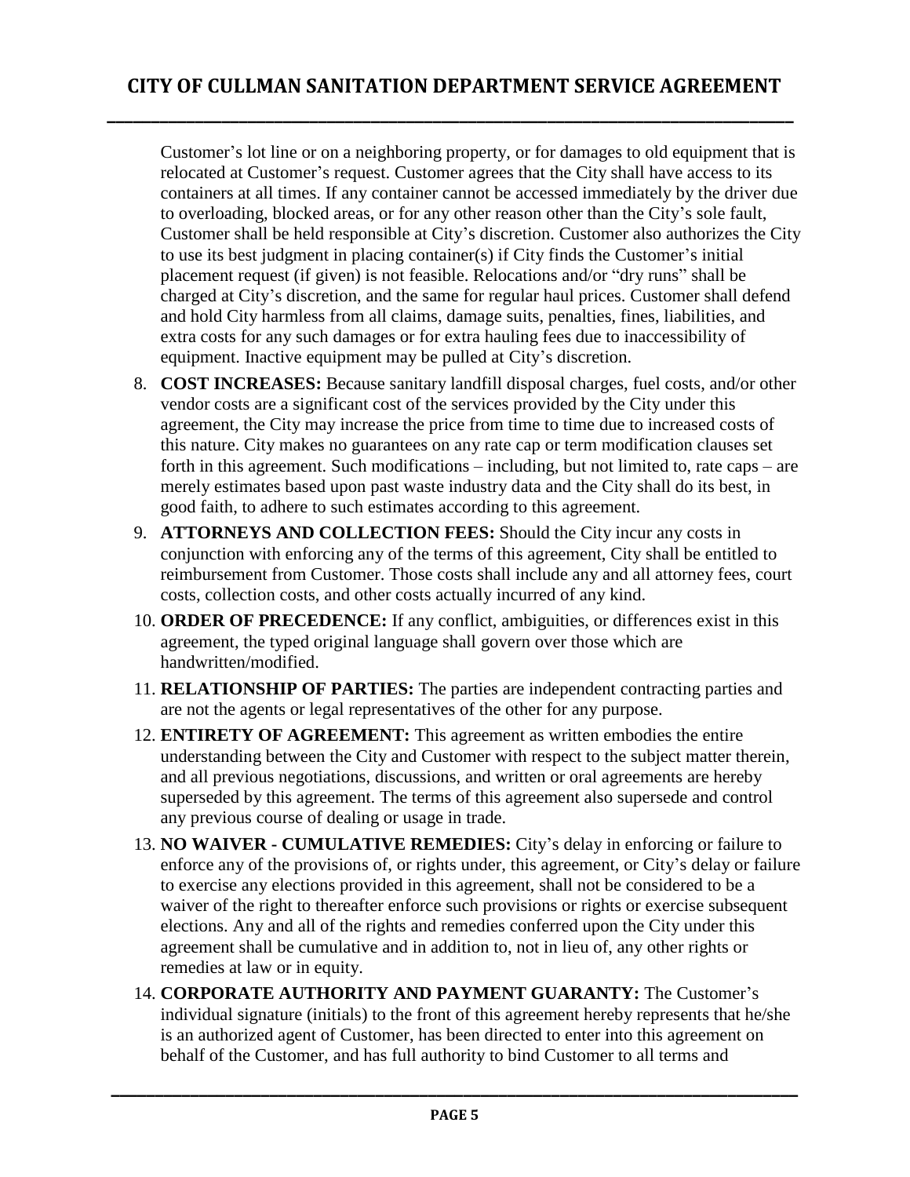Customer's lot line or on a neighboring property, or for damages to old equipment that is relocated at Customer's request. Customer agrees that the City shall have access to its containers at all times. If any container cannot be accessed immediately by the driver due to overloading, blocked areas, or for any other reason other than the City's sole fault, Customer shall be held responsible at City's discretion. Customer also authorizes the City to use its best judgment in placing container(s) if City finds the Customer's initial placement request (if given) is not feasible. Relocations and/or "dry runs" shall be charged at City's discretion, and the same for regular haul prices. Customer shall defend and hold City harmless from all claims, damage suits, penalties, fines, liabilities, and extra costs for any such damages or for extra hauling fees due to inaccessibility of equipment. Inactive equipment may be pulled at City's discretion.

8. **COST INCREASES:** Because sanitary landfill disposal charges, fuel costs, and/or other vendor costs are a significant cost of the services provided by the City under this agreement, the City may increase the price from time to time due to increased costs of this nature. City makes no guarantees on any rate cap or term modification clauses set forth in this agreement. Such modifications – including, but not limited to, rate caps – are merely estimates based upon past waste industry data and the City shall do its best, in good faith, to adhere to such estimates according to this agreement.
9. **ATTORNEYS AND COLLECTION FEES:** Should the City incur any costs in conjunction with enforcing any of the terms of this agreement, City shall be entitled to reimbursement from Customer. Those costs shall include any and all attorney fees, court costs, collection costs, and other costs actually incurred of any kind.
10. **ORDER OF PRECEDENCE:** If any conflict, ambiguities, or differences exist in this agreement, the typed original language shall govern over those which are handwritten/modified.
11. **RELATIONSHIP OF PARTIES:** The parties are independent contracting parties and are not the agents or legal representatives of the other for any purpose.
12. **ENTIRETY OF AGREEMENT:** This agreement as written embodies the entire understanding between the City and Customer with respect to the subject matter therein, and all previous negotiations, discussions, and written or oral agreements are hereby superseded by this agreement. The terms of this agreement also supersede and control any previous course of dealing or usage in trade.
13. **NO WAIVER - CUMULATIVE REMEDIES:** City's delay in enforcing or failure to enforce any of the provisions of, or rights under, this agreement, or City's delay or failure to exercise any elections provided in this agreement, shall not be considered to be a waiver of the right to thereafter enforce such provisions or rights or exercise subsequent elections. Any and all of the rights and remedies conferred upon the City under this agreement shall be cumulative and in addition to, not in lieu of, any other rights or remedies at law or in equity.
14. **CORPORATE AUTHORITY AND PAYMENT GUARANTY:** The Customer's individual signature (initials) to the front of this agreement hereby represents that he/she is an authorized agent of Customer, has been directed to enter into this agreement on behalf of the Customer, and has full authority to bind Customer to all terms and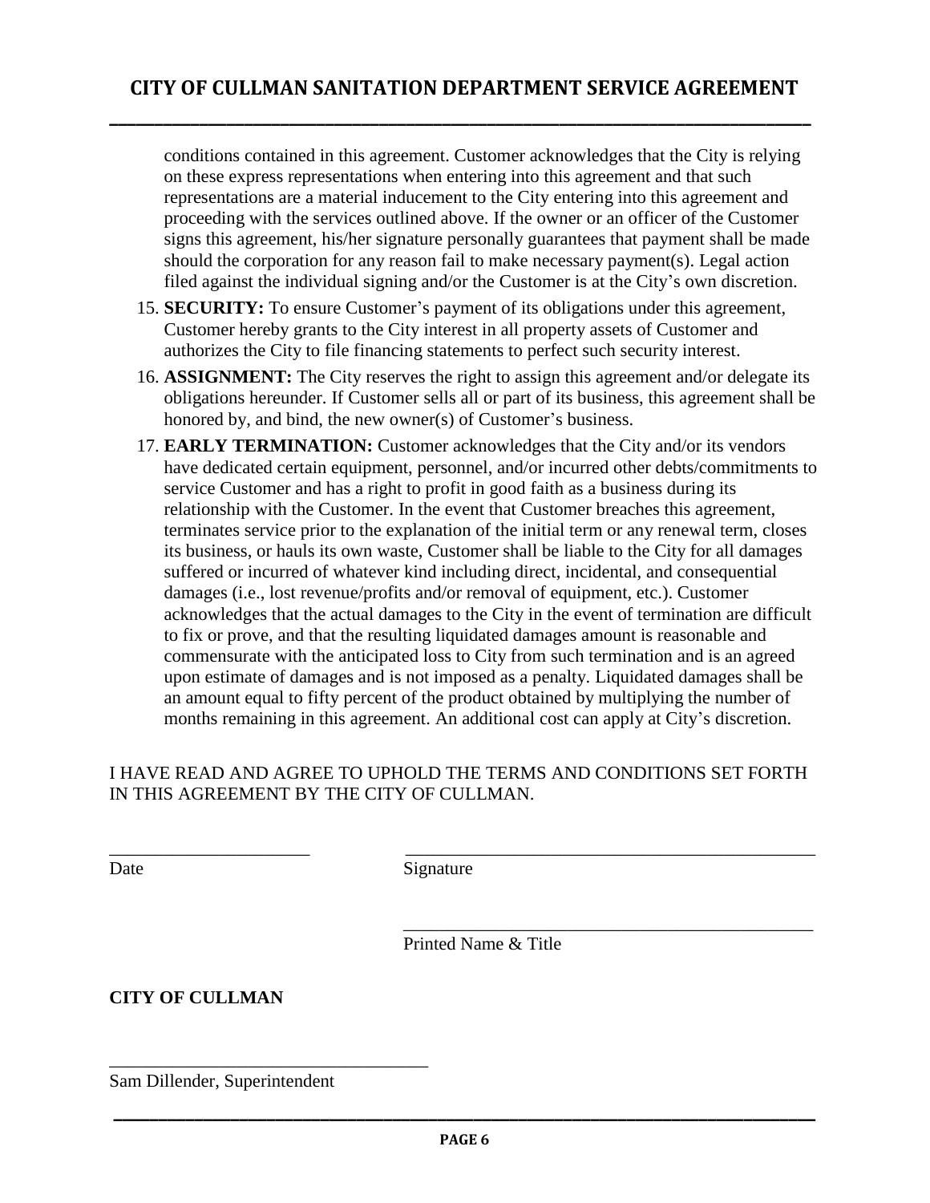conditions contained in this agreement. Customer acknowledges that the City is relying on these express representations when entering into this agreement and that such representations are a material inducement to the City entering into this agreement and proceeding with the services outlined above. If the owner or an officer of the Customer signs this agreement, his/her signature personally guarantees that payment shall be made should the corporation for any reason fail to make necessary payment(s). Legal action filed against the individual signing and/or the Customer is at the City's own discretion.

15. **SECURITY:** To ensure Customer's payment of its obligations under this agreement, Customer hereby grants to the City interest in all property assets of Customer and authorizes the City to file financing statements to perfect such security interest.
16. **ASSIGNMENT:** The City reserves the right to assign this agreement and/or delegate its obligations hereunder. If Customer sells all or part of its business, this agreement shall be honored by, and bind, the new owner(s) of Customer's business.
17. **EARLY TERMINATION:** Customer acknowledges that the City and/or its vendors have dedicated certain equipment, personnel, and/or incurred other debts/commitments to service Customer and has a right to profit in good faith as a business during its relationship with the Customer. In the event that Customer breaches this agreement, terminates service prior to the explanation of the initial term or any renewal term, closes its business, or hauls its own waste, Customer shall be liable to the City for all damages suffered or incurred of whatever kind including direct, incidental, and consequential damages (i.e., lost revenue/profits and/or removal of equipment, etc.). Customer acknowledges that the actual damages to the City in the event of termination are difficult to fix or prove, and that the resulting liquidated damages amount is reasonable and commensurate with the anticipated loss to City from such termination and is an agreed upon estimate of damages and is not imposed as a penalty. Liquidated damages shall be an amount equal to fifty percent of the product obtained by multiplying the number of months remaining in this agreement. An additional cost can apply at City's discretion.

I HAVE READ AND AGREE TO UPHOLD THE TERMS AND CONDITIONS SET FORTH IN THIS AGREEMENT BY THE CITY OF CULLMAN.

______________________ Date

______________________________________________ Signature

______________________________________________ Printed Name & Title

**CITY OF CULLMAN**

____________________________________

Sam Dillender, Superintendent